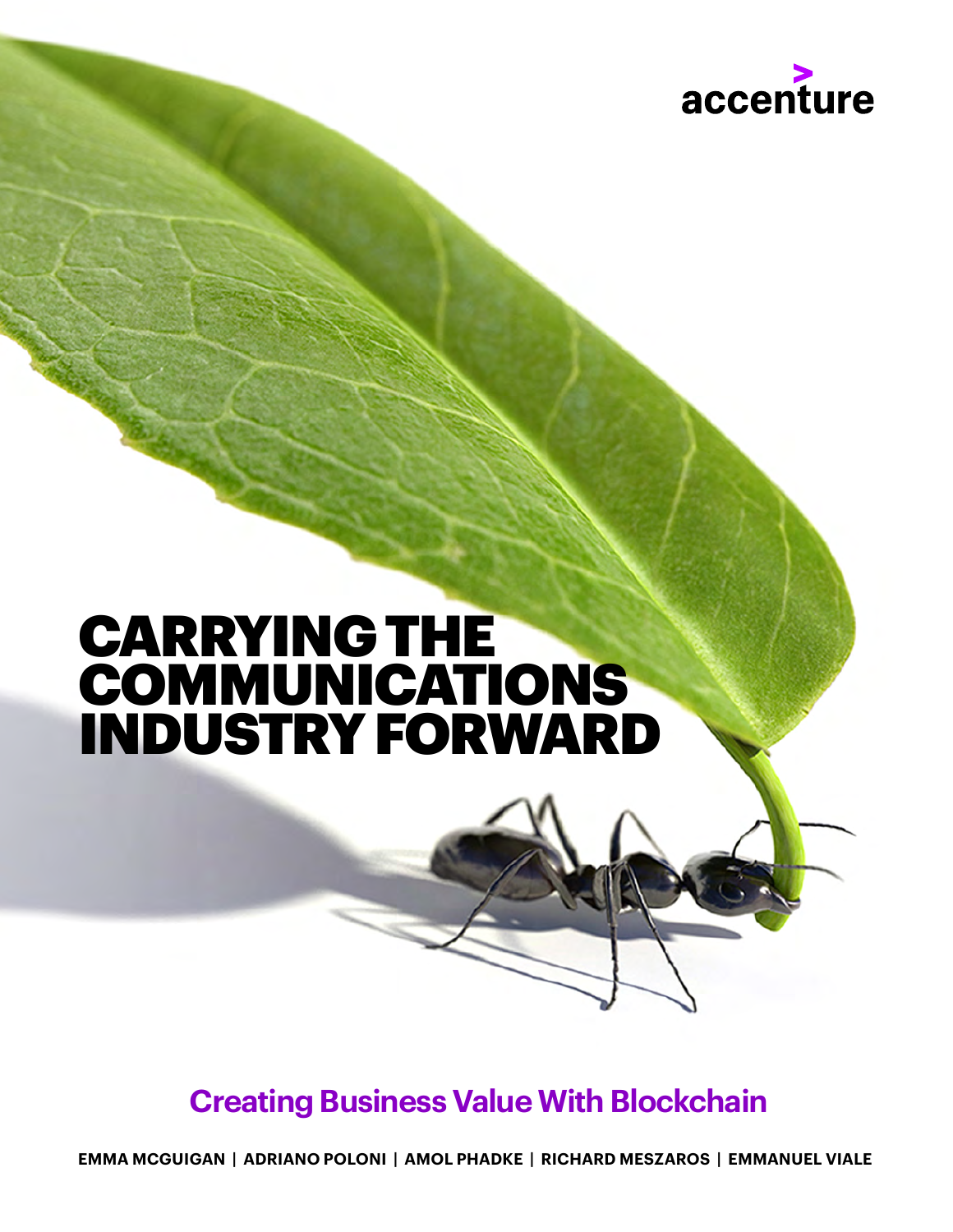accenture

# CARRYING THE COMMUNICATIONS INDUSTRY FORWARD

## Creating Business Value With Blockchain

**EMMA MCGUIGAN | ADRIANO POLONI | AMOL PHADKE | RICHARD MESZAROS | EMMANUEL VIALE**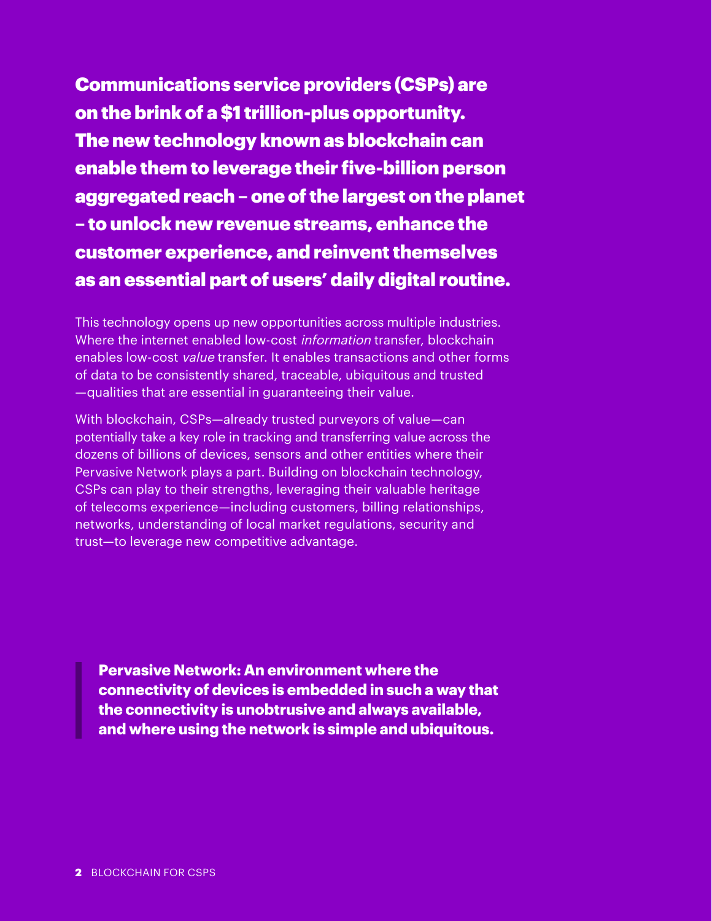**Communications service providers (CSPs) are on the brink of a $1 trillion-plus opportunity. The new technology known as blockchain can enable them to leverage their five-billion person aggregated reach – one of the largest on the planet – to unlock new revenue streams, enhance the customer experience, and reinvent themselves as an essential part of users' daily digital routine.**

This technology opens up new opportunities across multiple industries. Where the internet enabled low-cost *information* transfer, blockchain enables low-cost *value* transfer. It enables transactions and other forms of data to be consistently shared, traceable, ubiquitous and trusted —qualities that are essential in guaranteeing their value.

With blockchain, CSPs—already trusted purveyors of value—can potentially take a key role in tracking and transferring value across the dozens of billions of devices, sensors and other entities where their Pervasive Network plays a part. Building on blockchain technology, CSPs can play to their strengths, leveraging their valuable heritage of telecoms experience—including customers, billing relationships, networks, understanding of local market regulations, security and trust—to leverage new competitive advantage.

> **Pervasive Network: An environment where the connectivity of devices is embedded in such a way that the connectivity is unobtrusive and always available, and where using the network is simple and ubiquitous.**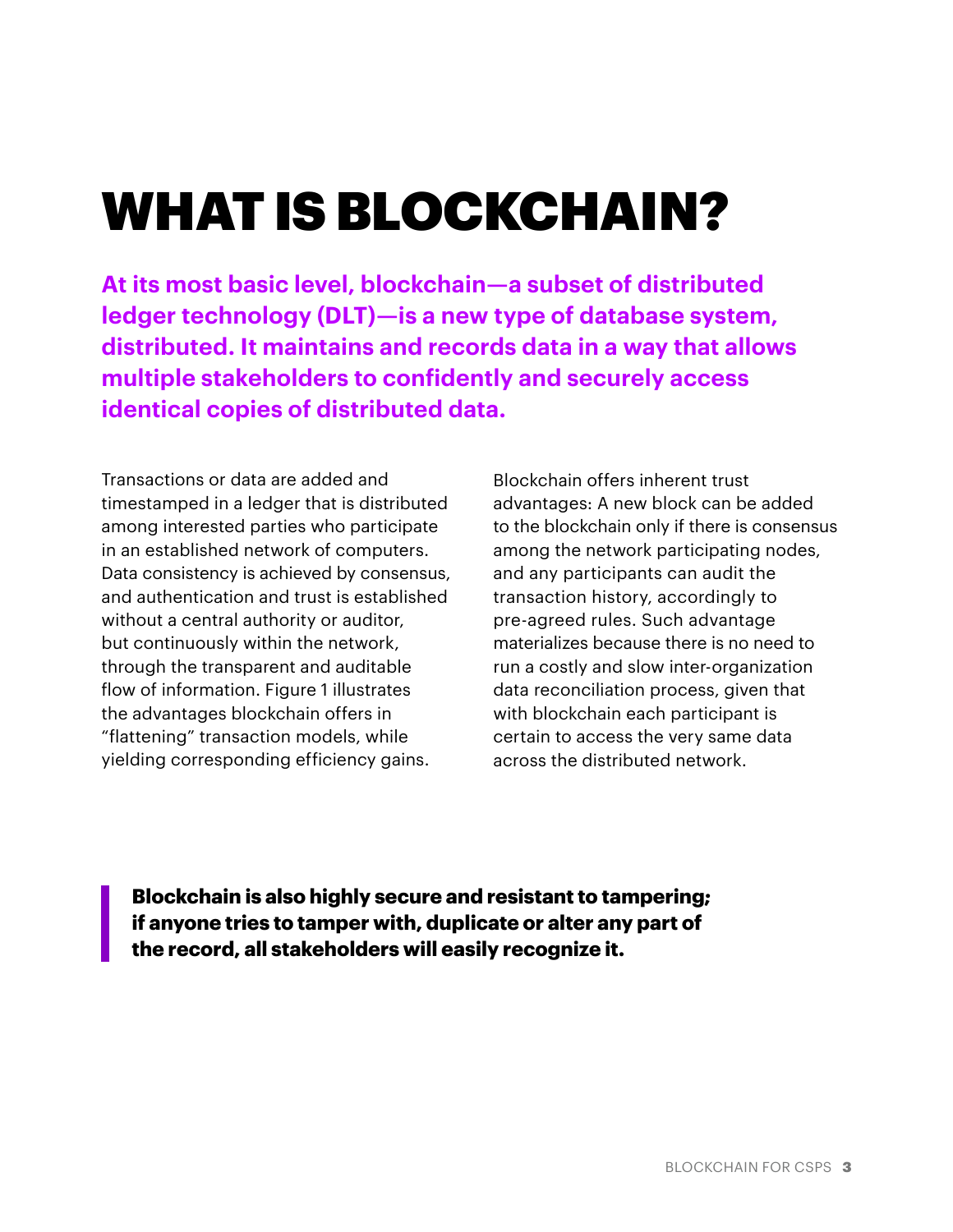# WHAT IS BLOCKCHAIN?

**At its most basic level, blockchain—a subset of distributed ledger technology (DLT)—is a new type of database system, distributed. It maintains and records data in a way that allows multiple stakeholders to confidently and securely access identical copies of distributed data.**

Transactions or data are added and timestamped in a ledger that is distributed among interested parties who participate in an established network of computers. Data consistency is achieved by consensus, and authentication and trust is established without a central authority or auditor, but continuously within the network, through the transparent and auditable flow of information. Figure 1 illustrates the advantages blockchain offers in "flattening" transaction models, while yielding corresponding efficiency gains.

Blockchain offers inherent trust advantages: A new block can be added to the blockchain only if there is consensus among the network participating nodes, and any participants can audit the transaction history, accordingly to pre-agreed rules. Such advantage materializes because there is no need to run a costly and slow inter-organization data reconciliation process, given that with blockchain each participant is certain to access the very same data across the distributed network.

> **Blockchain is also highly secure and resistant to tampering; if anyone tries to tamper with, duplicate or alter any part of the record, all stakeholders will easily recognize it.**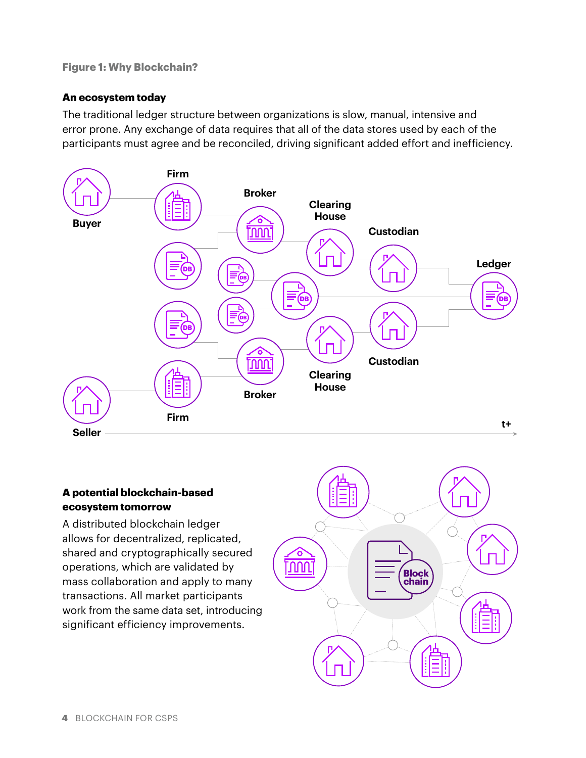**Figure 1: Why Blockchain?**

### An ecosystem today

The traditional ledger structure between organizations is slow, manual, intensive and error prone. Any exchange of data requires that all of the data stores used by each of the participants must agree and be reconciled, driving significant added effort and inefficiency.

Buyer
Firm
Broker
Clearing House
Custodian
Ledger
Custodian
Clearing House
Broker
Firm
Seller
t+

### A potential blockchain-based ecosystem tomorrow

A distributed blockchain ledger allows for decentralized, replicated, shared and cryptographically secured operations, which are validated by mass collaboration and apply to many transactions. All market participants work from the same data set, introducing significant efficiency improvements.

Block chain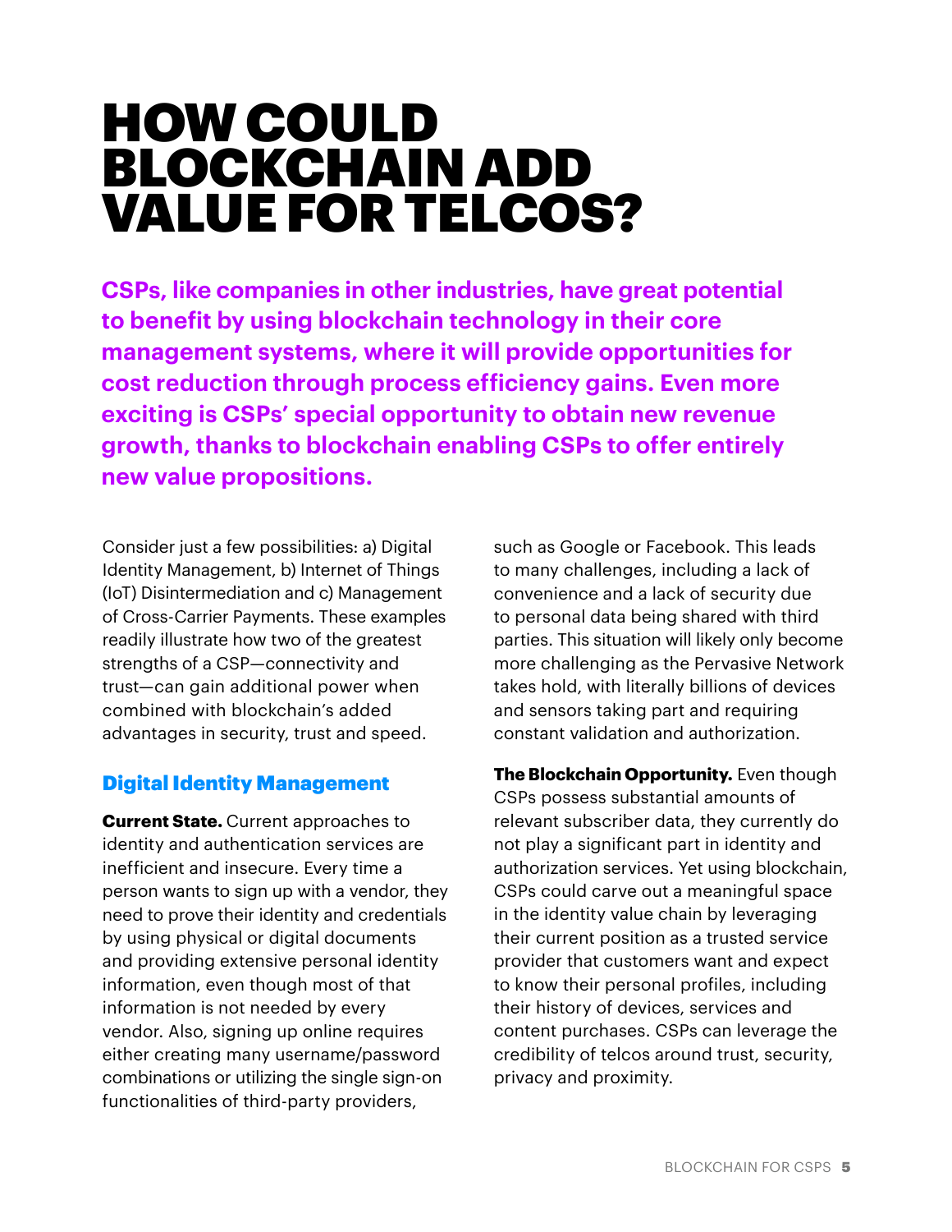# HOW COULD BLOCKCHAIN ADD VALUE FOR TELCOS?

**CSPs, like companies in other industries, have great potential to benefit by using blockchain technology in their core management systems, where it will provide opportunities for cost reduction through process efficiency gains. Even more exciting is CSPs' special opportunity to obtain new revenue growth, thanks to blockchain enabling CSPs to offer entirely new value propositions.**

Consider just a few possibilities: a) Digital Identity Management, b) Internet of Things (IoT) Disintermediation and c) Management of Cross-Carrier Payments. These examples readily illustrate how two of the greatest strengths of a CSP—connectivity and trust—can gain additional power when combined with blockchain's added advantages in security, trust and speed.

## Digital Identity Management

**Current State.** Current approaches to identity and authentication services are inefficient and insecure. Every time a person wants to sign up with a vendor, they need to prove their identity and credentials by using physical or digital documents and providing extensive personal identity information, even though most of that information is not needed by every vendor. Also, signing up online requires either creating many username/password combinations or utilizing the single sign-on functionalities of third-party providers, such as Google or Facebook. This leads to many challenges, including a lack of convenience and a lack of security due to personal data being shared with third parties. This situation will likely only become more challenging as the Pervasive Network takes hold, with literally billions of devices and sensors taking part and requiring constant validation and authorization.

**The Blockchain Opportunity.** Even though CSPs possess substantial amounts of relevant subscriber data, they currently do not play a significant part in identity and authorization services. Yet using blockchain, CSPs could carve out a meaningful space in the identity value chain by leveraging their current position as a trusted service provider that customers want and expect to know their personal profiles, including their history of devices, services and content purchases. CSPs can leverage the credibility of telcos around trust, security, privacy and proximity.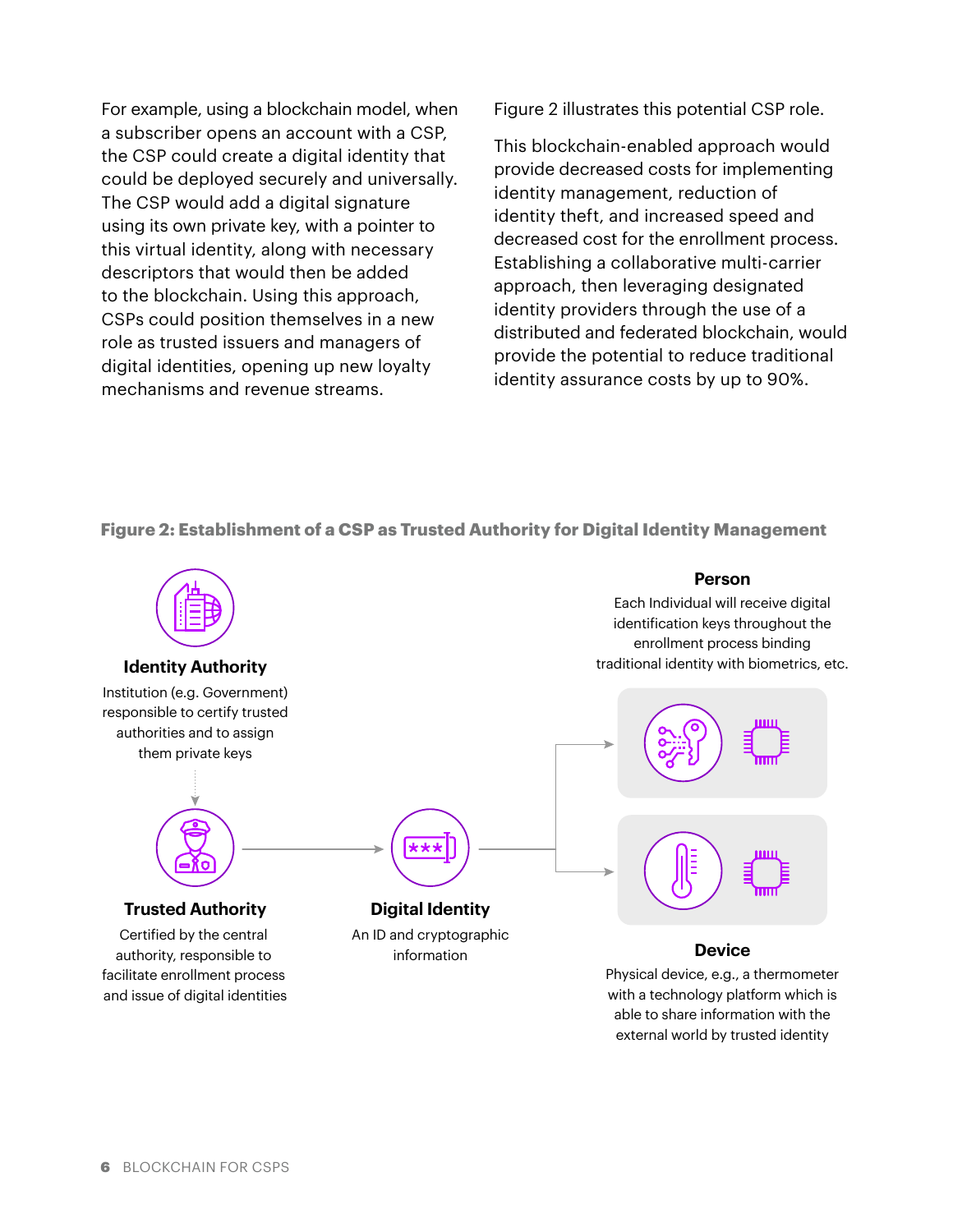For example, using a blockchain model, when a subscriber opens an account with a CSP, the CSP could create a digital identity that could be deployed securely and universally. The CSP would add a digital signature using its own private key, with a pointer to this virtual identity, along with necessary descriptors that would then be added to the blockchain. Using this approach, CSPs could position themselves in a new role as trusted issuers and managers of digital identities, opening up new loyalty mechanisms and revenue streams.

Figure 2 illustrates this potential CSP role.

This blockchain-enabled approach would provide decreased costs for implementing identity management, reduction of identity theft, and increased speed and decreased cost for the enrollment process. Establishing a collaborative multi-carrier approach, then leveraging designated identity providers through the use of a distributed and federated blockchain, would provide the potential to reduce traditional identity assurance costs by up to 90%.

**Figure 2: Establishment of a CSP as Trusted Authority for Digital Identity Management**

**Identity Authority**

Institution (e.g. Government) responsible to certify trusted authorities and to assign them private keys

**Trusted Authority**

Certified by the central authority, responsible to facilitate enrollment process and issue of digital identities

**Digital Identity**

An ID and cryptographic information

**Person**

Each Individual will receive digital identification keys throughout the enrollment process binding traditional identity with biometrics, etc.

**Device**

Physical device, e.g., a thermometer with a technology platform which is able to share information with the external world by trusted identity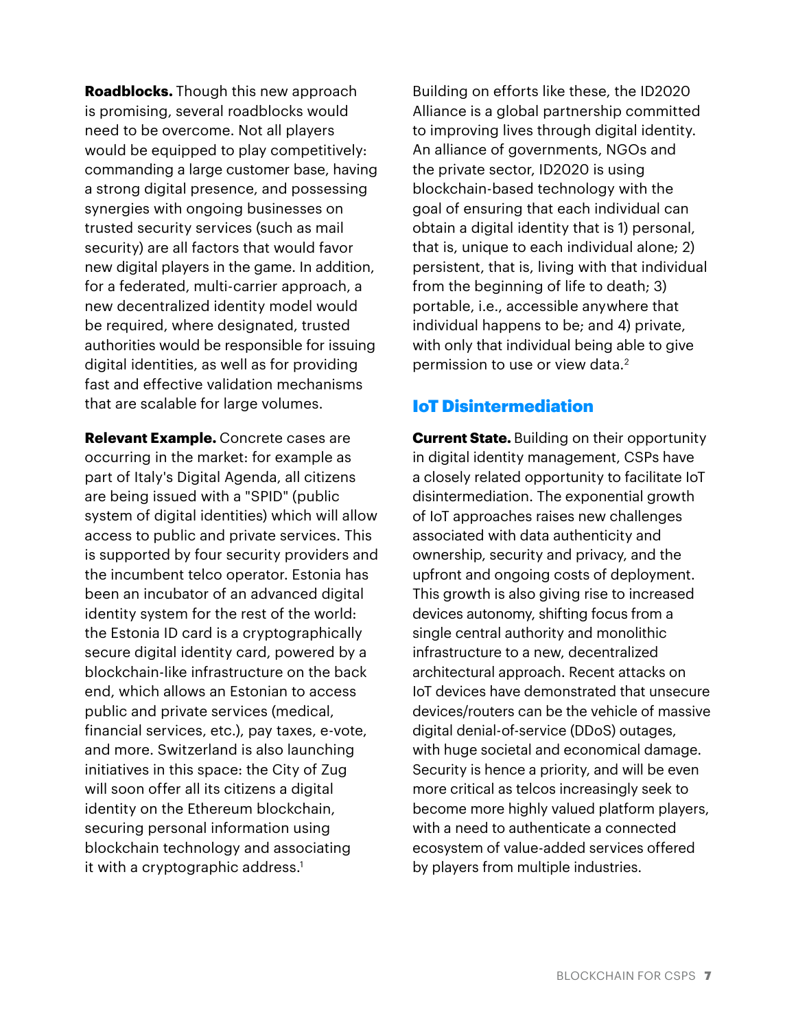**Roadblocks.** Though this new approach is promising, several roadblocks would need to be overcome. Not all players would be equipped to play competitively: commanding a large customer base, having a strong digital presence, and possessing synergies with ongoing businesses on trusted security services (such as mail security) are all factors that would favor new digital players in the game. In addition, for a federated, multi-carrier approach, a new decentralized identity model would be required, where designated, trusted authorities would be responsible for issuing digital identities, as well as for providing fast and effective validation mechanisms that are scalable for large volumes.

**Relevant Example.** Concrete cases are occurring in the market: for example as part of Italy's Digital Agenda, all citizens are being issued with a "SPID" (public system of digital identities) which will allow access to public and private services. This is supported by four security providers and the incumbent telco operator. Estonia has been an incubator of an advanced digital identity system for the rest of the world: the Estonia ID card is a cryptographically secure digital identity card, powered by a blockchain-like infrastructure on the back end, which allows an Estonian to access public and private services (medical, financial services, etc.), pay taxes, e-vote, and more. Switzerland is also launching initiatives in this space: the City of Zug will soon offer all its citizens a digital identity on the Ethereum blockchain, securing personal information using blockchain technology and associating it with a cryptographic address.[1]

Building on efforts like these, the ID2020 Alliance is a global partnership committed to improving lives through digital identity. An alliance of governments, NGOs and the private sector, ID2020 is using blockchain-based technology with the goal of ensuring that each individual can obtain a digital identity that is 1) personal, that is, unique to each individual alone; 2) persistent, that is, living with that individual from the beginning of life to death; 3) portable, i.e., accessible anywhere that individual happens to be; and 4) private, with only that individual being able to give permission to use or view data.[2]

## IoT Disintermediation

**Current State.** Building on their opportunity in digital identity management, CSPs have a closely related opportunity to facilitate IoT disintermediation. The exponential growth of IoT approaches raises new challenges associated with data authenticity and ownership, security and privacy, and the upfront and ongoing costs of deployment. This growth is also giving rise to increased devices autonomy, shifting focus from a single central authority and monolithic infrastructure to a new, decentralized architectural approach. Recent attacks on IoT devices have demonstrated that unsecure devices/routers can be the vehicle of massive digital denial-of-service (DDoS) outages, with huge societal and economical damage. Security is hence a priority, and will be even more critical as telcos increasingly seek to become more highly valued platform players, with a need to authenticate a connected ecosystem of value-added services offered by players from multiple industries.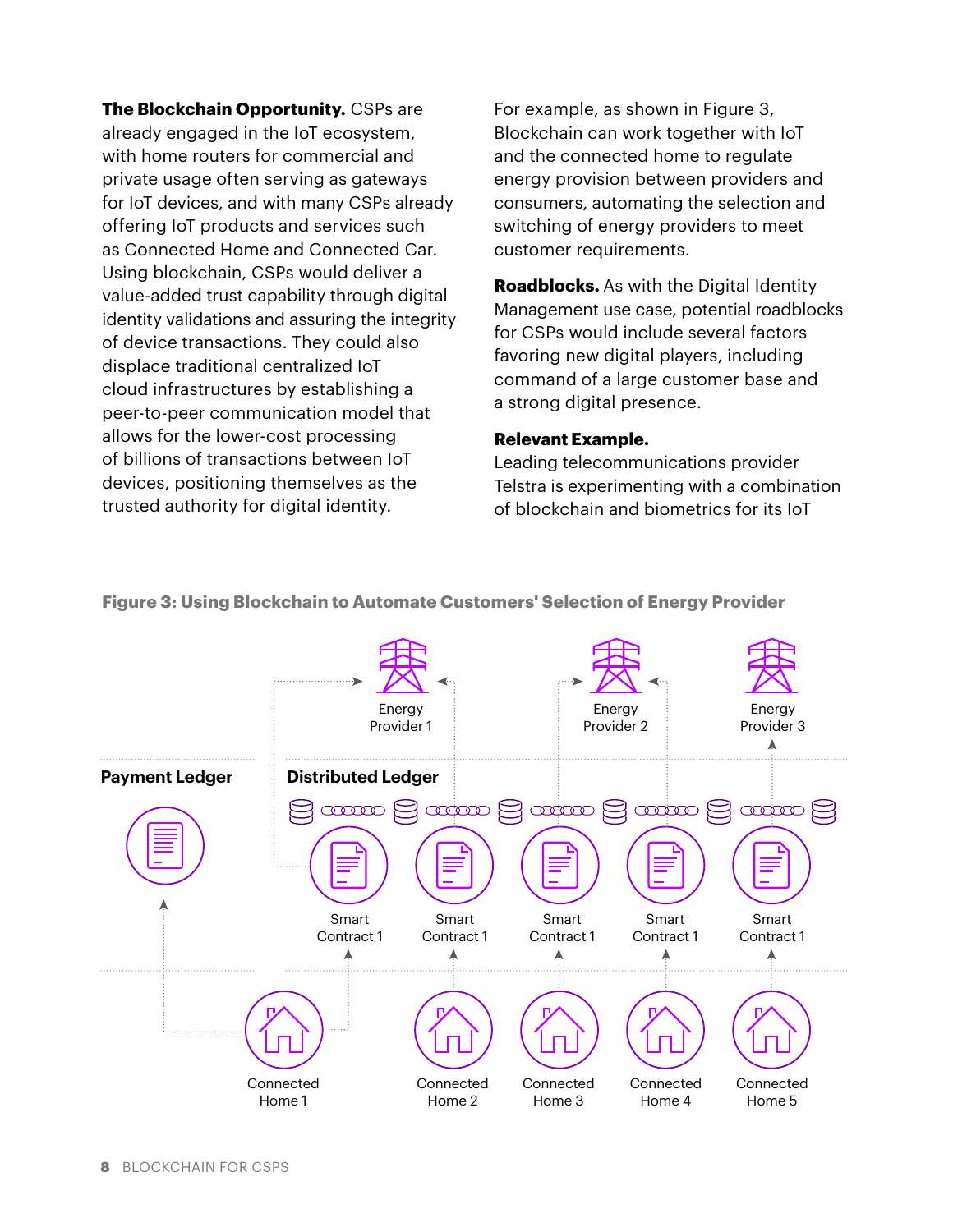**The Blockchain Opportunity.** CSPs are already engaged in the IoT ecosystem, with home routers for commercial and private usage often serving as gateways for IoT devices, and with many CSPs already offering IoT products and services such as Connected Home and Connected Car. Using blockchain, CSPs would deliver a value-added trust capability through digital identity validations and assuring the integrity of device transactions. They could also displace traditional centralized IoT cloud infrastructures by establishing a peer-to-peer communication model that allows for the lower-cost processing of billions of transactions between IoT devices, positioning themselves as the trusted authority for digital identity.

For example, as shown in Figure 3, Blockchain can work together with IoT and the connected home to regulate energy provision between providers and consumers, automating the selection and switching of energy providers to meet customer requirements.

**Roadblocks.** As with the Digital Identity Management use case, potential roadblocks for CSPs would include several factors favoring new digital players, including command of a large customer base and a strong digital presence.

**Relevant Example.**
Leading telecommunications provider Telstra is experimenting with a combination of blockchain and biometrics for its IoT

**Figure 3: Using Blockchain to Automate Customers' Selection of Energy Provider**

Energy Provider 1, Energy Provider 2, Energy Provider 3

Payment Ledger

Distributed Ledger

Smart Contract 1, Smart Contract 1, Smart Contract 1, Smart Contract 1, Smart Contract 1

Connected Home 1, Connected Home 2, Connected Home 3, Connected Home 4, Connected Home 5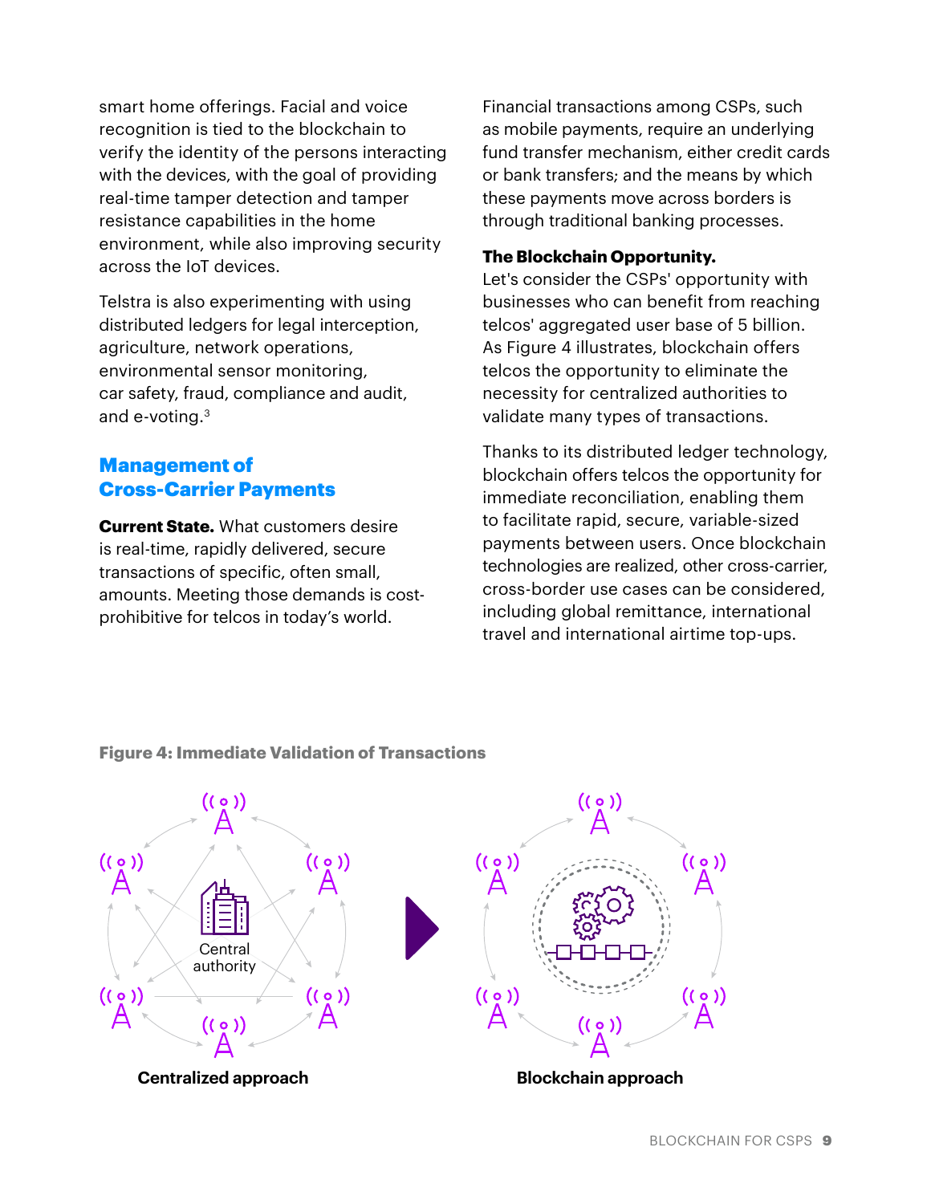smart home offerings. Facial and voice recognition is tied to the blockchain to verify the identity of the persons interacting with the devices, with the goal of providing real-time tamper detection and tamper resistance capabilities in the home environment, while also improving security across the IoT devices.

Telstra is also experimenting with using distributed ledgers for legal interception, agriculture, network operations, environmental sensor monitoring, car safety, fraud, compliance and audit, and e-voting.[3]

## Management of Cross-Carrier Payments

**Current State.** What customers desire is real-time, rapidly delivered, secure transactions of specific, often small, amounts. Meeting those demands is cost-prohibitive for telcos in today's world.

Financial transactions among CSPs, such as mobile payments, require an underlying fund transfer mechanism, either credit cards or bank transfers; and the means by which these payments move across borders is through traditional banking processes.

**The Blockchain Opportunity.**
Let's consider the CSPs' opportunity with businesses who can benefit from reaching telcos' aggregated user base of 5 billion. As Figure 4 illustrates, blockchain offers telcos the opportunity to eliminate the necessity for centralized authorities to validate many types of transactions.

Thanks to its distributed ledger technology, blockchain offers telcos the opportunity for immediate reconciliation, enabling them to facilitate rapid, secure, variable-sized payments between users. Once blockchain technologies are realized, other cross-carrier, cross-border use cases can be considered, including global remittance, international travel and international airtime top-ups.

**Figure 4: Immediate Validation of Transactions**

Central authority

**Centralized approach**

**Blockchain approach**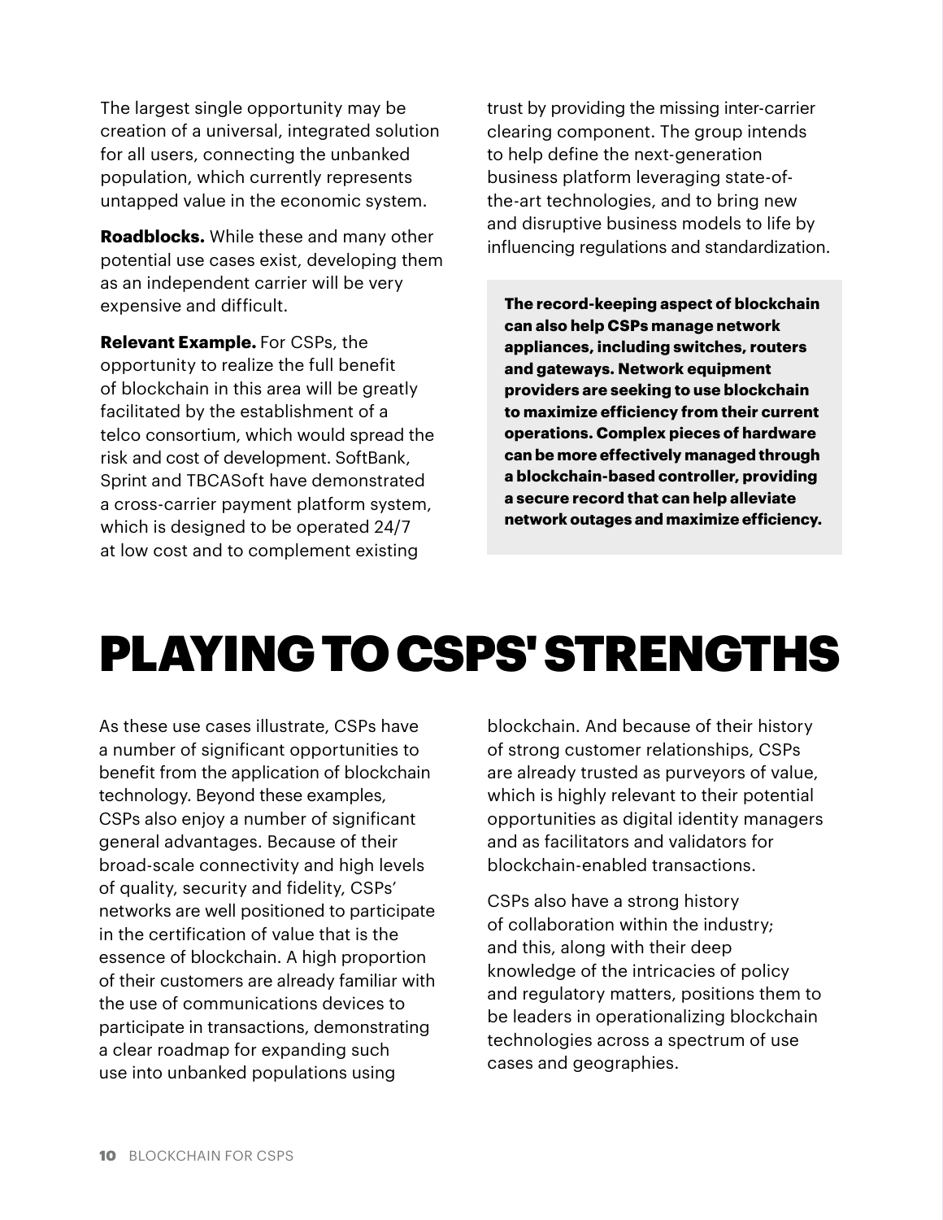The largest single opportunity may be creation of a universal, integrated solution for all users, connecting the unbanked population, which currently represents untapped value in the economic system.

**Roadblocks.** While these and many other potential use cases exist, developing them as an independent carrier will be very expensive and difficult.

**Relevant Example.** For CSPs, the opportunity to realize the full benefit of blockchain in this area will be greatly facilitated by the establishment of a telco consortium, which would spread the risk and cost of development. SoftBank, Sprint and TBCASoft have demonstrated a cross-carrier payment platform system, which is designed to be operated 24/7 at low cost and to complement existing trust by providing the missing inter-carrier clearing component. The group intends to help define the next-generation business platform leveraging state-of-the-art technologies, and to bring new and disruptive business models to life by influencing regulations and standardization.

**The record-keeping aspect of blockchain can also help CSPs manage network appliances, including switches, routers and gateways. Network equipment providers are seeking to use blockchain to maximize efficiency from their current operations. Complex pieces of hardware can be more effectively managed through a blockchain-based controller, providing a secure record that can help alleviate network outages and maximize efficiency.**

# PLAYING TO CSPS' STRENGTHS

As these use cases illustrate, CSPs have a number of significant opportunities to benefit from the application of blockchain technology. Beyond these examples, CSPs also enjoy a number of significant general advantages. Because of their broad-scale connectivity and high levels of quality, security and fidelity, CSPs' networks are well positioned to participate in the certification of value that is the essence of blockchain. A high proportion of their customers are already familiar with the use of communications devices to participate in transactions, demonstrating a clear roadmap for expanding such use into unbanked populations using blockchain. And because of their history of strong customer relationships, CSPs are already trusted as purveyors of value, which is highly relevant to their potential opportunities as digital identity managers and as facilitators and validators for blockchain-enabled transactions.

CSPs also have a strong history of collaboration within the industry; and this, along with their deep knowledge of the intricacies of policy and regulatory matters, positions them to be leaders in operationalizing blockchain technologies across a spectrum of use cases and geographies.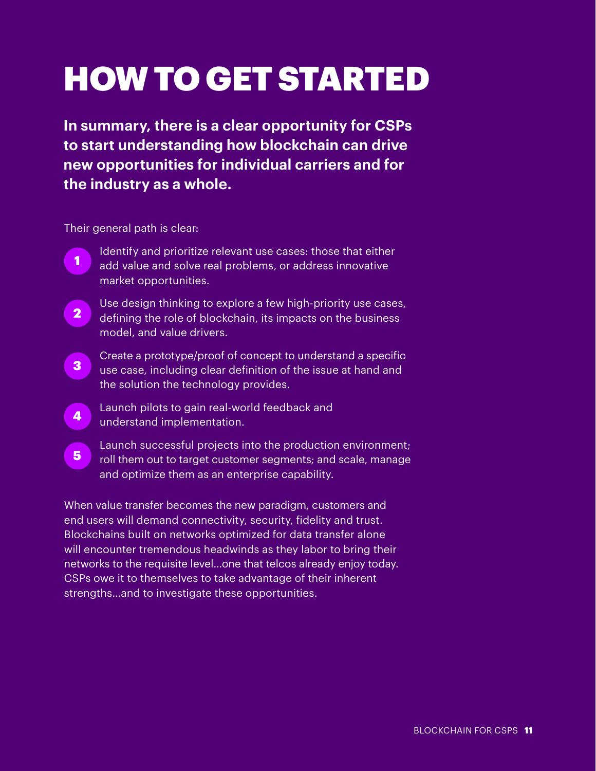# HOW TO GET STARTED

**In summary, there is a clear opportunity for CSPs to start understanding how blockchain can drive new opportunities for individual carriers and for the industry as a whole.**

Their general path is clear:

1. Identify and prioritize relevant use cases: those that either add value and solve real problems, or address innovative market opportunities.
2. Use design thinking to explore a few high-priority use cases, defining the role of blockchain, its impacts on the business model, and value drivers.
3. Create a prototype/proof of concept to understand a specific use case, including clear definition of the issue at hand and the solution the technology provides.
4. Launch pilots to gain real-world feedback and understand implementation.
5. Launch successful projects into the production environment; roll them out to target customer segments; and scale, manage and optimize them as an enterprise capability.

When value transfer becomes the new paradigm, customers and end users will demand connectivity, security, fidelity and trust. Blockchains built on networks optimized for data transfer alone will encounter tremendous headwinds as they labor to bring their networks to the requisite level…one that telcos already enjoy today. CSPs owe it to themselves to take advantage of their inherent strengths…and to investigate these opportunities.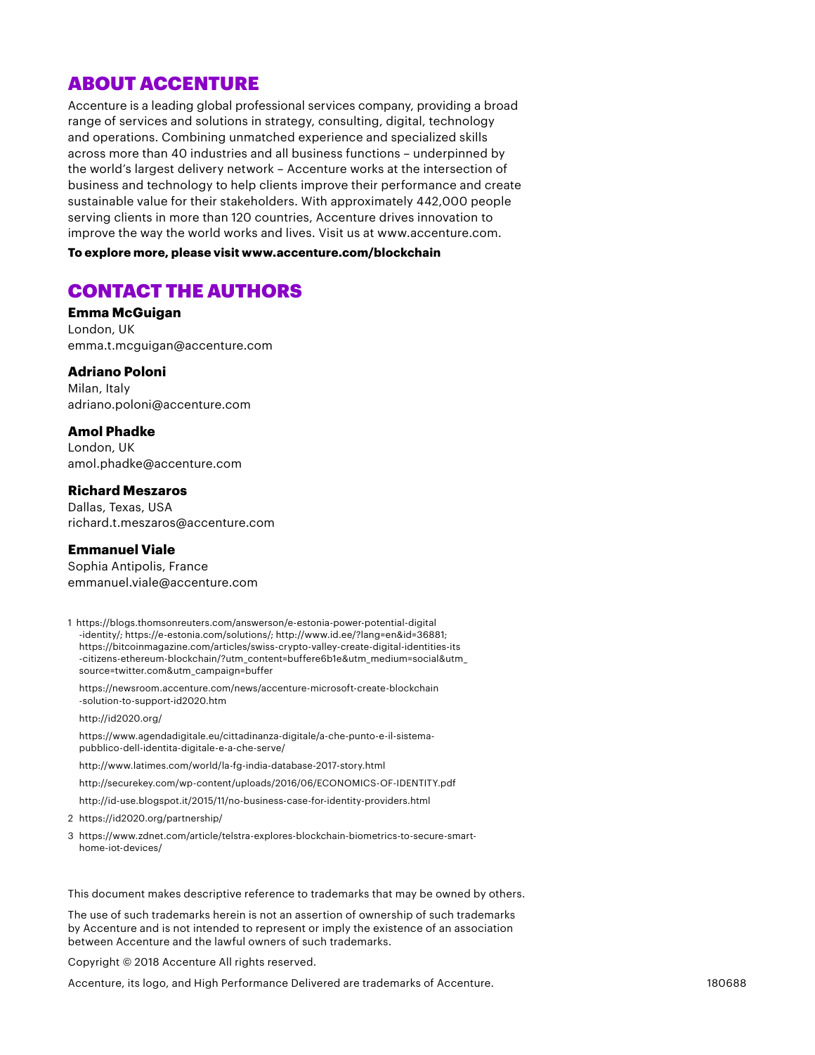## ABOUT ACCENTURE

Accenture is a leading global professional services company, providing a broad range of services and solutions in strategy, consulting, digital, technology and operations. Combining unmatched experience and specialized skills across more than 40 industries and all business functions – underpinned by the world's largest delivery network – Accenture works at the intersection of business and technology to help clients improve their performance and create sustainable value for their stakeholders. With approximately 442,000 people serving clients in more than 120 countries, Accenture drives innovation to improve the way the world works and lives. Visit us at www.accenture.com.

**To explore more, please visit www.accenture.com/blockchain**

## CONTACT THE AUTHORS

**Emma McGuigan**
London, UK
emma.t.mcguigan@accenture.com

**Adriano Poloni**
Milan, Italy
adriano.poloni@accenture.com

**Amol Phadke**
London, UK
amol.phadke@accenture.com

**Richard Meszaros**
Dallas, Texas, USA
richard.t.meszaros@accenture.com

**Emmanuel Viale**
Sophia Antipolis, France
emmanuel.viale@accenture.com

1 https://blogs.thomsonreuters.com/answerson/e-estonia-power-potential-digital-identity/; https://e-estonia.com/solutions/; http://www.id.ee/?lang=en&id=36881; https://bitcoinmagazine.com/articles/swiss-crypto-valley-create-digital-identities-its-citizens-ethereum-blockchain/?utm_content=buffere6b1e&utm_medium=social&utm_source=twitter.com&utm_campaign=buffer

https://newsroom.accenture.com/news/accenture-microsoft-create-blockchain-solution-to-support-id2020.htm

http://id2020.org/

https://www.agendadigitale.eu/cittadinanza-digitale/a-che-punto-e-il-sistema-pubblico-dell-identita-digitale-e-a-che-serve/

http://www.latimes.com/world/la-fg-india-database-2017-story.html

http://securekey.com/wp-content/uploads/2016/06/ECONOMICS-OF-IDENTITY.pdf

http://id-use.blogspot.it/2015/11/no-business-case-for-identity-providers.html

2 https://id2020.org/partnership/

3 https://www.zdnet.com/article/telstra-explores-blockchain-biometrics-to-secure-smart-home-iot-devices/

This document makes descriptive reference to trademarks that may be owned by others.

The use of such trademarks herein is not an assertion of ownership of such trademarks by Accenture and is not intended to represent or imply the existence of an association between Accenture and the lawful owners of such trademarks.

Copyright © 2018 Accenture All rights reserved.

Accenture, its logo, and High Performance Delivered are trademarks of Accenture.

180688